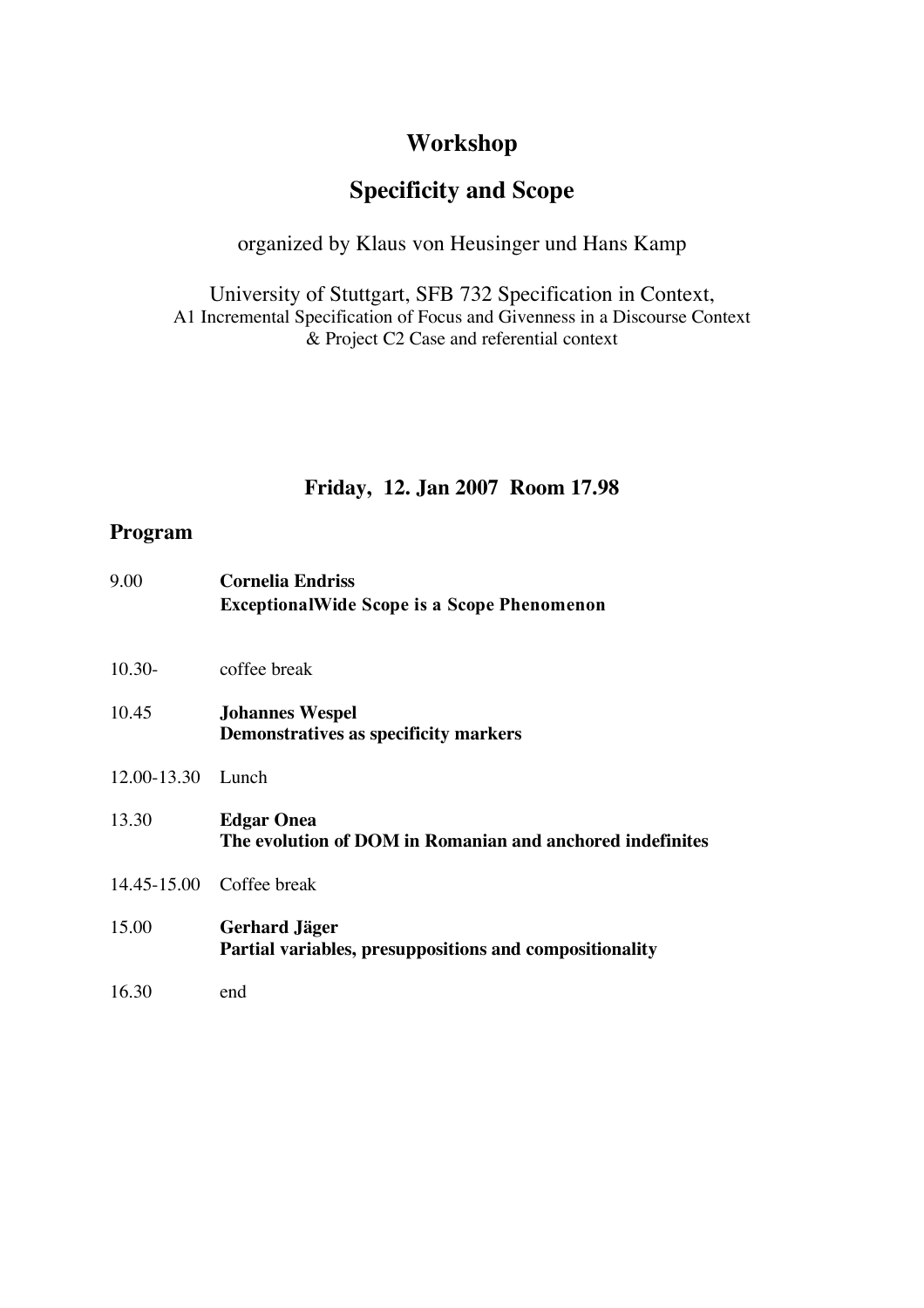# Workshop

# Specificity and Scope

organized by Klaus von Heusinger und Hans Kamp

University of Stuttgart, SFB 732 Specification in Context,
A1 Incremental Specification of Focus and Givenness in a Discourse Context
& Project C2 Case and referential context

### Friday, 12. Jan 2007 Room 17.98

## Program

| | |
|---|---|
| 9.00 | **Cornelia Endriss**<br>**ExceptionalWide Scope is a Scope Phenomenon** |
| 10.30- | coffee break |
| 10.45 | **Johannes Wespel**<br>**Demonstratives as specificity markers** |
| 12.00-13.30 | Lunch |
| 13.30 | **Edgar Onea**<br>**The evolution of DOM in Romanian and anchored indefinites** |
| 14.45-15.00 | Coffee break |
| 15.00 | **Gerhard Jäger**<br>**Partial variables, presuppositions and compositionality** |
| 16.30 | end |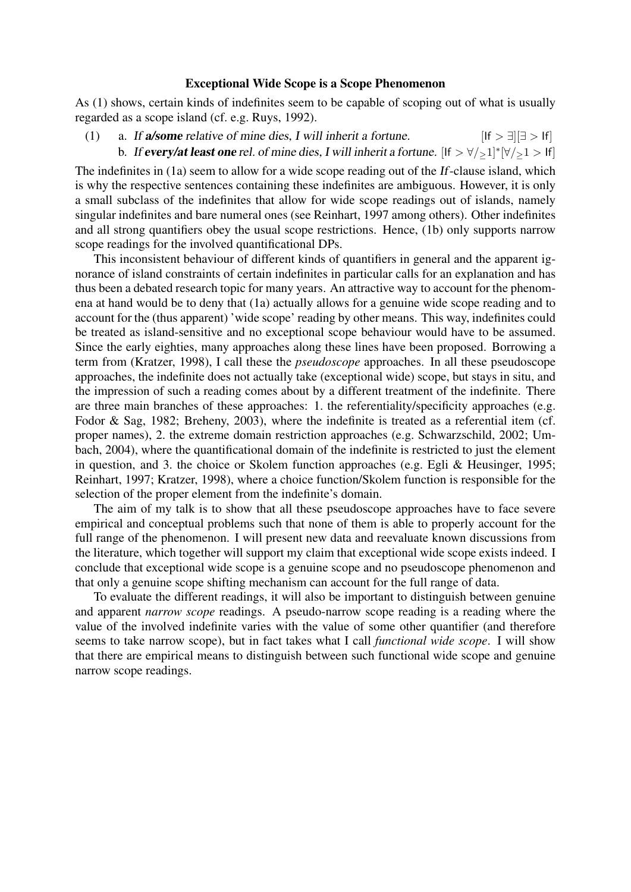**Exceptional Wide Scope is a Scope Phenomenon**

As (1) shows, certain kinds of indefinites seem to be capable of scoping out of what is usually regarded as a scope island (cf. e.g. Ruys, 1992).

(1) a. *If **a/some** relative of mine dies, I will inherit a fortune.* $[\text{If} > \exists][\exists > \text{If}]$

b. *If **every/at least one** rel. of mine dies, I will inherit a fortune.* $[\text{If} > \forall/_{\geq}1]^{*}[\forall/_{\geq}1 > \text{If}]$

The indefinites in (1a) seem to allow for a wide scope reading out of the *If*-clause island, which is why the respective sentences containing these indefinites are ambiguous. However, it is only a small subclass of the indefinites that allow for wide scope readings out of islands, namely singular indefinites and bare numeral ones (see Reinhart, 1997 among others). Other indefinites and all strong quantifiers obey the usual scope restrictions. Hence, (1b) only supports narrow scope readings for the involved quantificational DPs.

This inconsistent behaviour of different kinds of quantifiers in general and the apparent ignorance of island constraints of certain indefinites in particular calls for an explanation and has thus been a debated research topic for many years. An attractive way to account for the phenomena at hand would be to deny that (1a) actually allows for a genuine wide scope reading and to account for the (thus apparent) 'wide scope' reading by other means. This way, indefinites could be treated as island-sensitive and no exceptional scope behaviour would have to be assumed. Since the early eighties, many approaches along these lines have been proposed. Borrowing a term from (Kratzer, 1998), I call these the *pseudoscope* approaches. In all these pseudoscope approaches, the indefinite does not actually take (exceptional wide) scope, but stays in situ, and the impression of such a reading comes about by a different treatment of the indefinite. There are three main branches of these approaches: 1. the referentiality/specificity approaches (e.g. Fodor & Sag, 1982; Breheny, 2003), where the indefinite is treated as a referential item (cf. proper names), 2. the extreme domain restriction approaches (e.g. Schwarzschild, 2002; Umbach, 2004), where the quantificational domain of the indefinite is restricted to just the element in question, and 3. the choice or Skolem function approaches (e.g. Egli & Heusinger, 1995; Reinhart, 1997; Kratzer, 1998), where a choice function/Skolem function is responsible for the selection of the proper element from the indefinite's domain.

The aim of my talk is to show that all these pseudoscope approaches have to face severe empirical and conceptual problems such that none of them is able to properly account for the full range of the phenomenon. I will present new data and reevaluate known discussions from the literature, which together will support my claim that exceptional wide scope exists indeed. I conclude that exceptional wide scope is a genuine scope and no pseudoscope phenomenon and that only a genuine scope shifting mechanism can account for the full range of data.

To evaluate the different readings, it will also be important to distinguish between genuine and apparent *narrow scope* readings. A pseudo-narrow scope reading is a reading where the value of the involved indefinite varies with the value of some other quantifier (and therefore seems to take narrow scope), but in fact takes what I call *functional wide scope*. I will show that there are empirical means to distinguish between such functional wide scope and genuine narrow scope readings.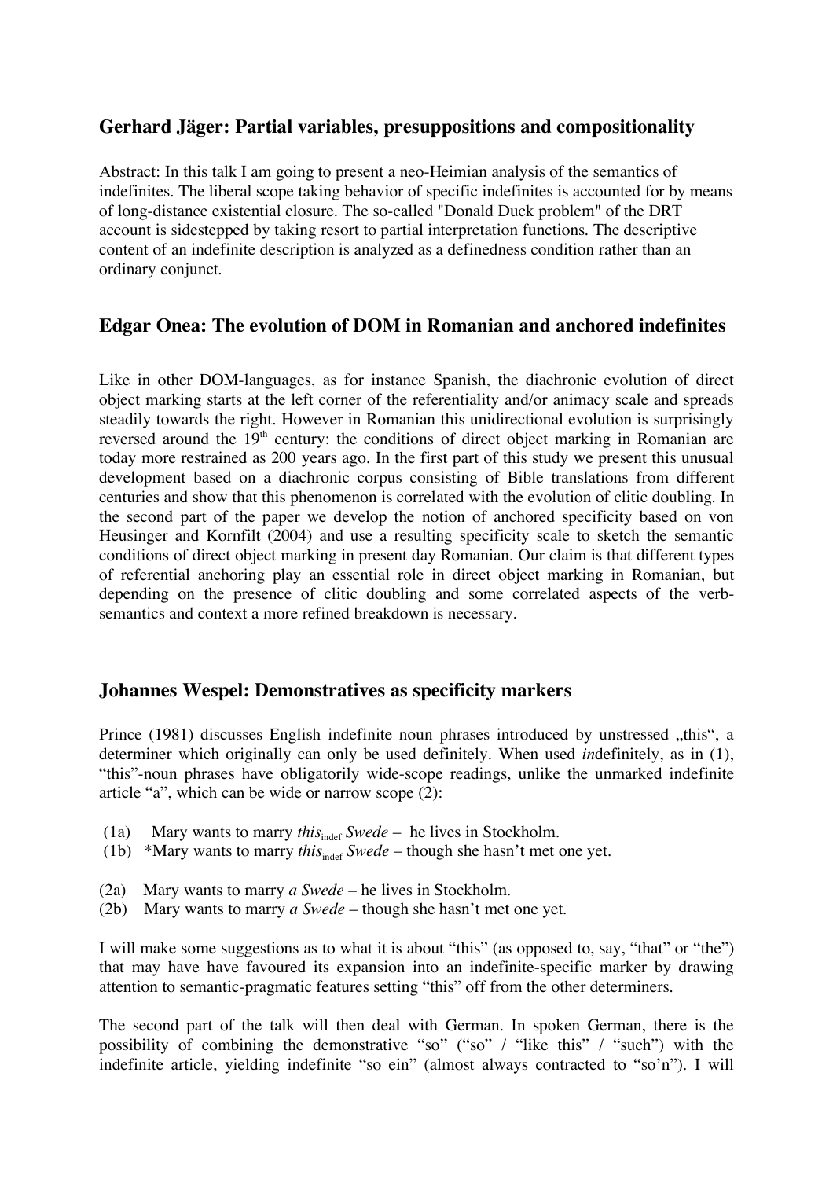## Gerhard Jäger: Partial variables, presuppositions and compositionality

Abstract: In this talk I am going to present a neo-Heimian analysis of the semantics of indefinites. The liberal scope taking behavior of specific indefinites is accounted for by means of long-distance existential closure. The so-called "Donald Duck problem" of the DRT account is sidestepped by taking resort to partial interpretation functions. The descriptive content of an indefinite description is analyzed as a definedness condition rather than an ordinary conjunct.

## Edgar Onea: The evolution of DOM in Romanian and anchored indefinites

Like in other DOM-languages, as for instance Spanish, the diachronic evolution of direct object marking starts at the left corner of the referentiality and/or animacy scale and spreads steadily towards the right. However in Romanian this unidirectional evolution is surprisingly reversed around the 19th century: the conditions of direct object marking in Romanian are today more restrained as 200 years ago. In the first part of this study we present this unusual development based on a diachronic corpus consisting of Bible translations from different centuries and show that this phenomenon is correlated with the evolution of clitic doubling. In the second part of the paper we develop the notion of anchored specificity based on von Heusinger and Kornfilt (2004) and use a resulting specificity scale to sketch the semantic conditions of direct object marking in present day Romanian. Our claim is that different types of referential anchoring play an essential role in direct object marking in Romanian, but depending on the presence of clitic doubling and some correlated aspects of the verb-semantics and context a more refined breakdown is necessary.

## Johannes Wespel: Demonstratives as specificity markers

Prince (1981) discusses English indefinite noun phrases introduced by unstressed „this", a determiner which originally can only be used definitely. When used *in*definitely, as in (1), "this"-noun phrases have obligatorily wide-scope readings, unlike the unmarked indefinite article "a", which can be wide or narrow scope (2):

(1a) Mary wants to marry *this*$_{\text{indef}}$ *Swede* – he lives in Stockholm.
(1b) *Mary wants to marry *this*$_{\text{indef}}$ *Swede* – though she hasn't met one yet.

(2a) Mary wants to marry *a Swede* – he lives in Stockholm.
(2b) Mary wants to marry *a Swede* – though she hasn't met one yet.

I will make some suggestions as to what it is about "this" (as opposed to, say, "that" or "the") that may have have favoured its expansion into an indefinite-specific marker by drawing attention to semantic-pragmatic features setting "this" off from the other determiners.

The second part of the talk will then deal with German. In spoken German, there is the possibility of combining the demonstrative "so" ("so" / "like this" / "such") with the indefinite article, yielding indefinite "so ein" (almost always contracted to "so'n"). I will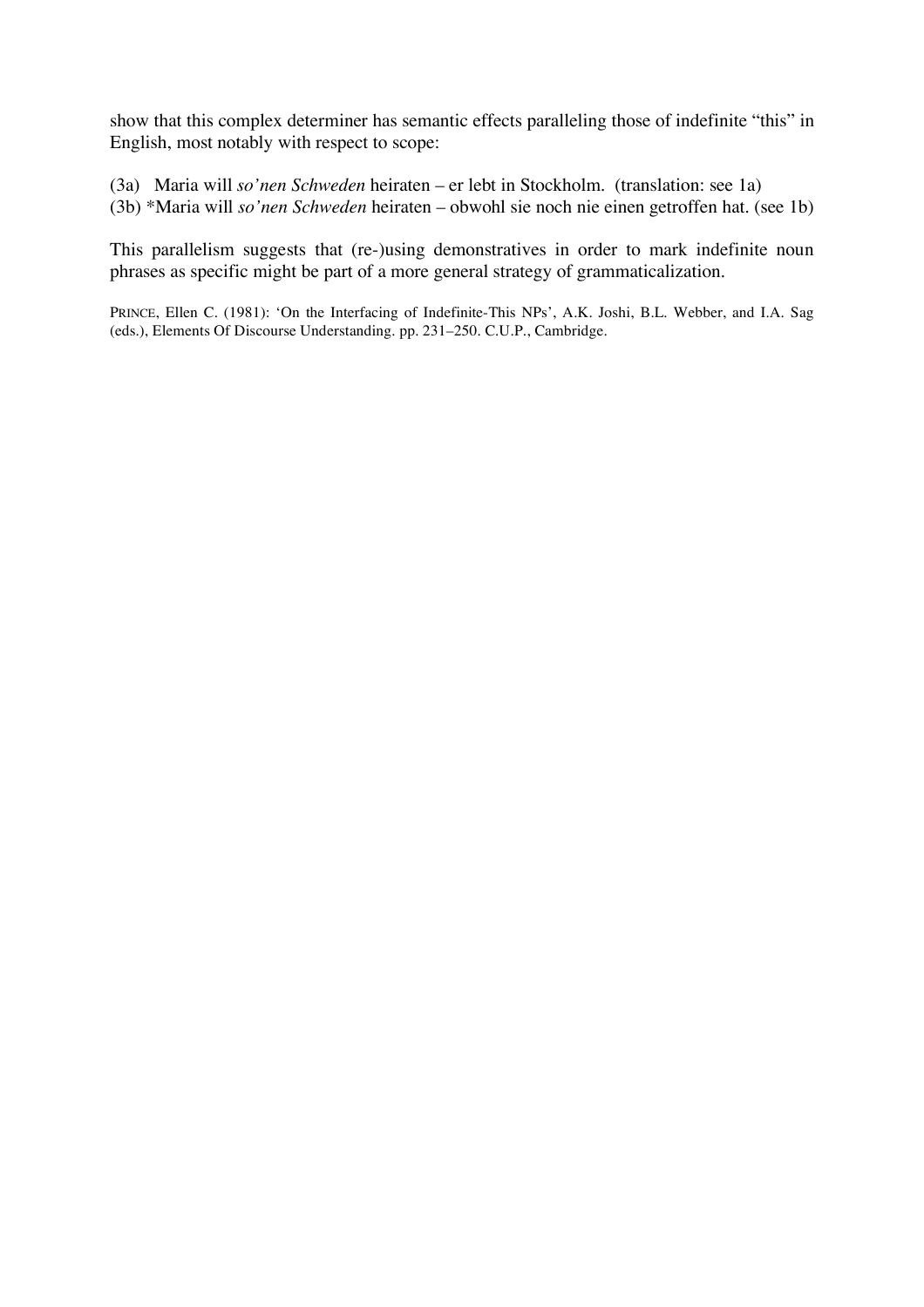show that this complex determiner has semantic effects paralleling those of indefinite "this" in English, most notably with respect to scope:

(3a) Maria will *so'nen Schweden* heiraten – er lebt in Stockholm. (translation: see 1a)
(3b) *Maria will *so'nen Schweden* heiraten – obwohl sie noch nie einen getroffen hat. (see 1b)

This parallelism suggests that (re-)using demonstratives in order to mark indefinite noun phrases as specific might be part of a more general strategy of grammaticalization.

PRINCE, Ellen C. (1981): 'On the Interfacing of Indefinite-This NPs', A.K. Joshi, B.L. Webber, and I.A. Sag (eds.), Elements Of Discourse Understanding. pp. 231–250. C.U.P., Cambridge.